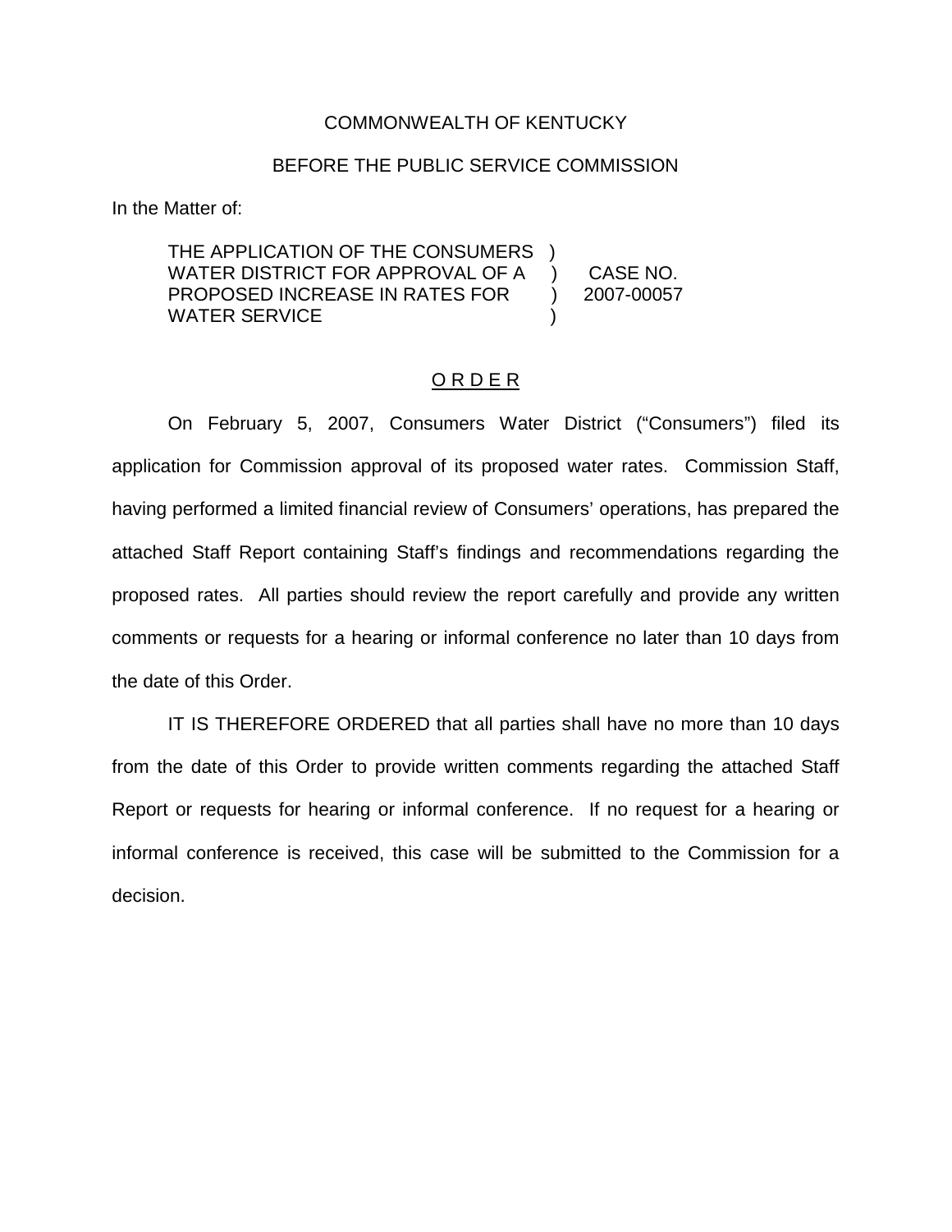COMMONWEALTH OF KENTUCKY

BEFORE THE PUBLIC SERVICE COMMISSION

In the Matter of:

| | | |
|---|---|---|
| THE APPLICATION OF THE CONSUMERS WATER DISTRICT FOR APPROVAL OF A PROPOSED INCREASE IN RATES FOR WATER SERVICE | ) ) ) ) | CASE NO. 2007-00057 |

## O R D E R

On February 5, 2007, Consumers Water District ("Consumers") filed its application for Commission approval of its proposed water rates. Commission Staff, having performed a limited financial review of Consumers' operations, has prepared the attached Staff Report containing Staff's findings and recommendations regarding the proposed rates. All parties should review the report carefully and provide any written comments or requests for a hearing or informal conference no later than 10 days from the date of this Order.

IT IS THEREFORE ORDERED that all parties shall have no more than 10 days from the date of this Order to provide written comments regarding the attached Staff Report or requests for hearing or informal conference. If no request for a hearing or informal conference is received, this case will be submitted to the Commission for a decision.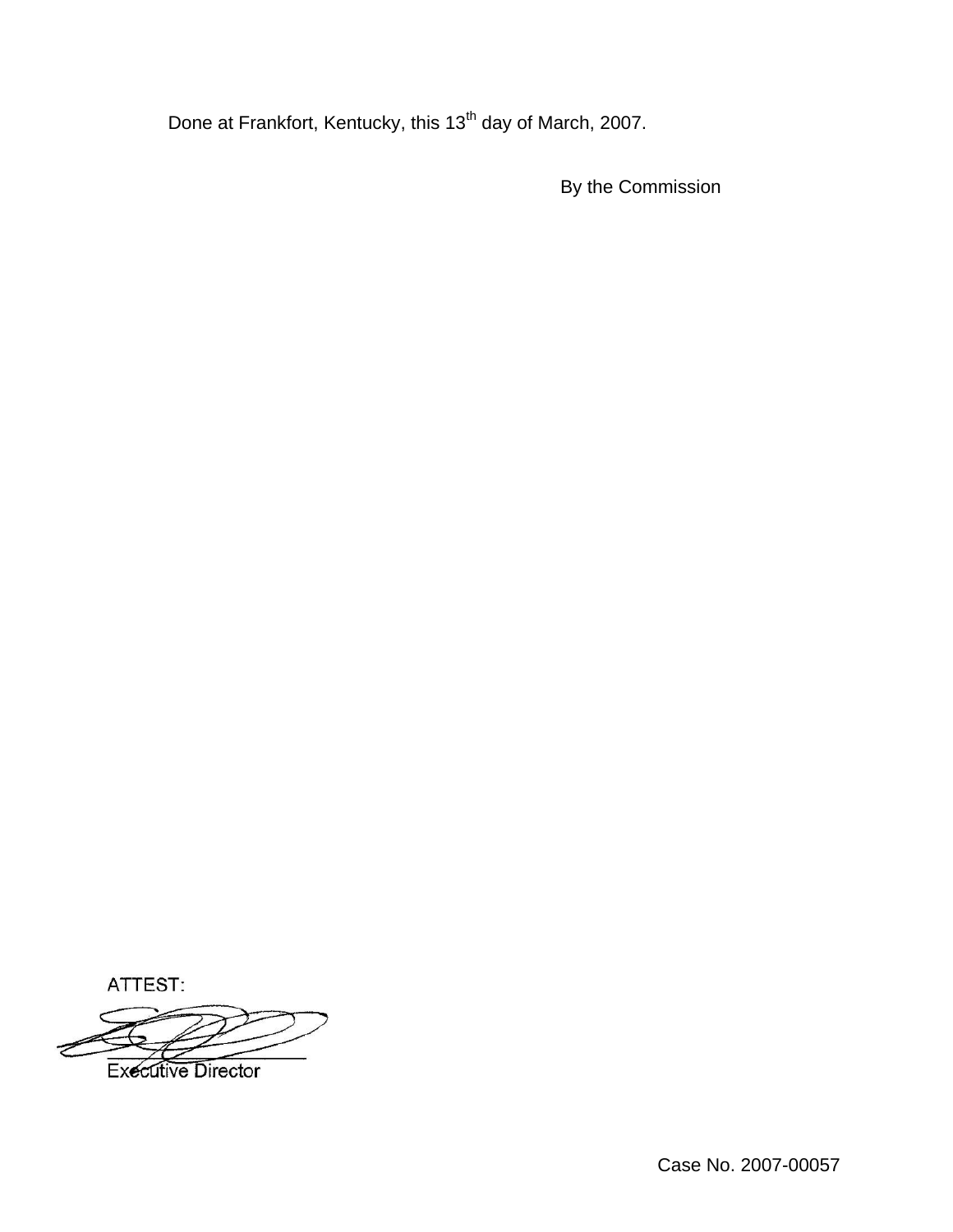Done at Frankfort, Kentucky, this 13th day of March, 2007.

By the Commission

ATTEST:

Executive Director

Case No. 2007-00057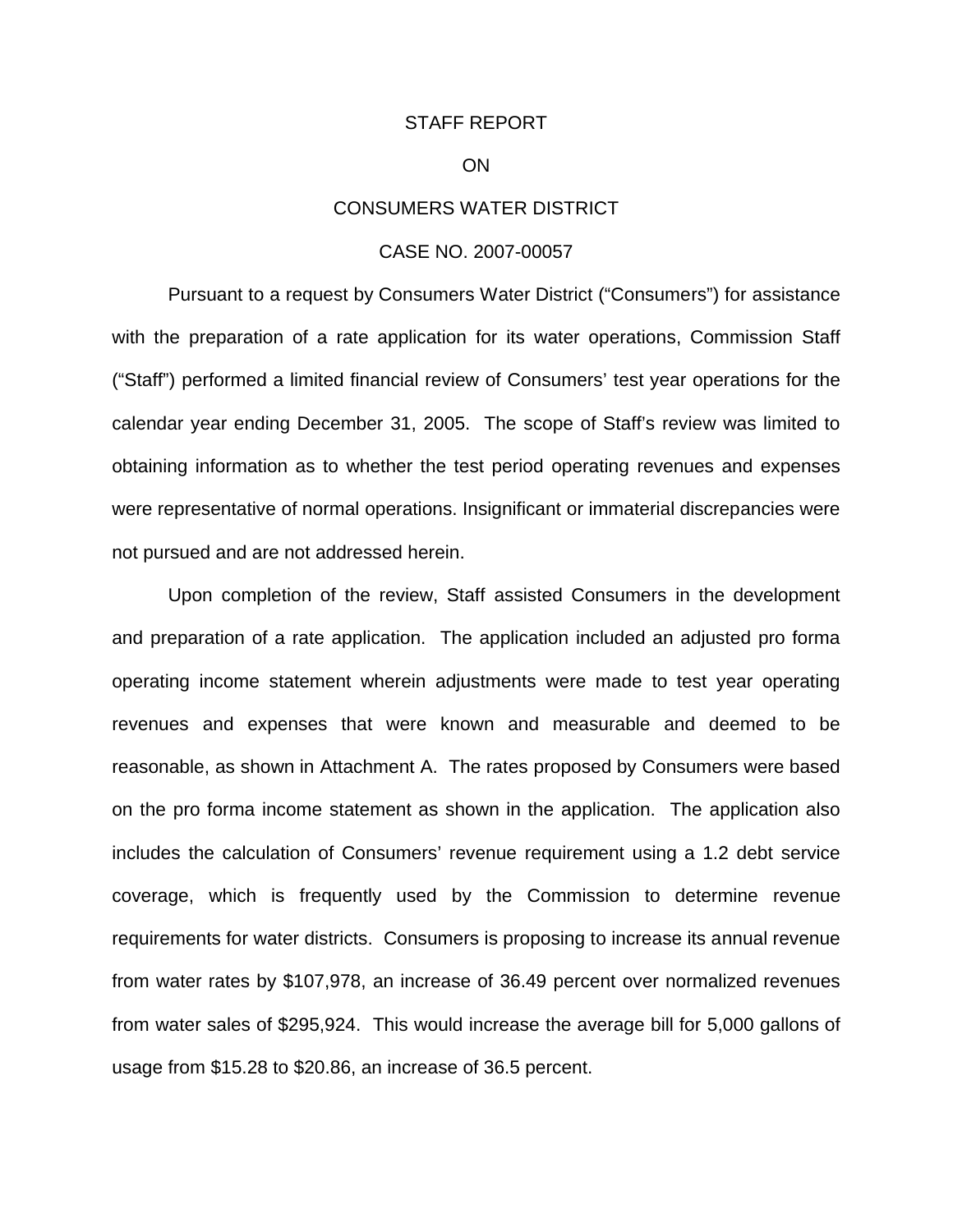# STAFF REPORT

# ON

# CONSUMERS WATER DISTRICT

# CASE NO. 2007-00057

Pursuant to a request by Consumers Water District ("Consumers") for assistance with the preparation of a rate application for its water operations, Commission Staff ("Staff") performed a limited financial review of Consumers' test year operations for the calendar year ending December 31, 2005. The scope of Staff's review was limited to obtaining information as to whether the test period operating revenues and expenses were representative of normal operations. Insignificant or immaterial discrepancies were not pursued and are not addressed herein.

Upon completion of the review, Staff assisted Consumers in the development and preparation of a rate application. The application included an adjusted pro forma operating income statement wherein adjustments were made to test year operating revenues and expenses that were known and measurable and deemed to be reasonable, as shown in Attachment A. The rates proposed by Consumers were based on the pro forma income statement as shown in the application. The application also includes the calculation of Consumers' revenue requirement using a 1.2 debt service coverage, which is frequently used by the Commission to determine revenue requirements for water districts. Consumers is proposing to increase its annual revenue from water rates by $107,978, an increase of 36.49 percent over normalized revenues from water sales of $295,924. This would increase the average bill for 5,000 gallons of usage from $15.28 to $20.86, an increase of 36.5 percent.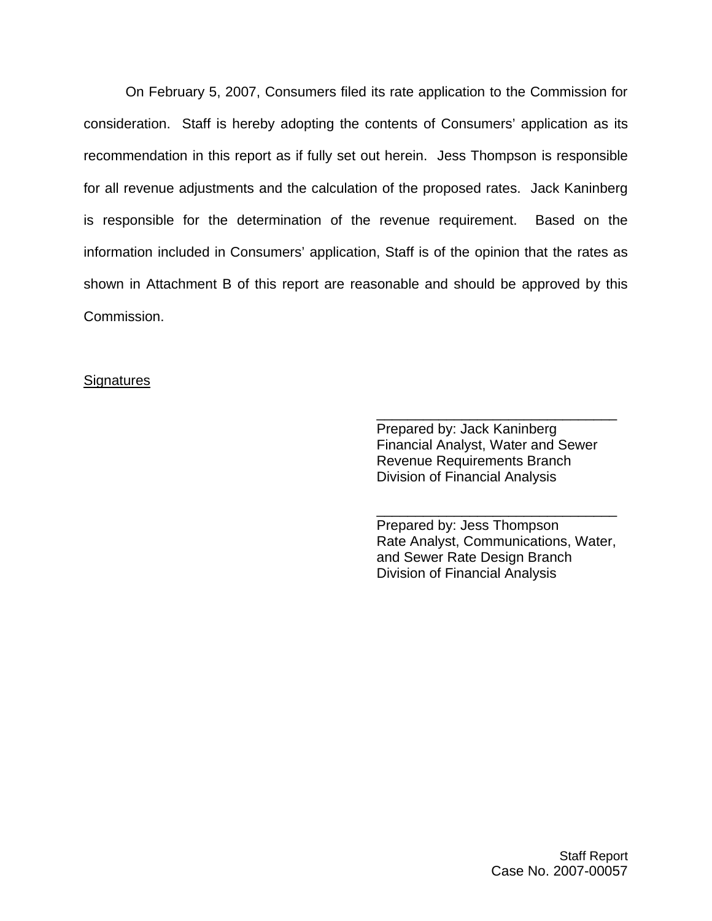On February 5, 2007, Consumers filed its rate application to the Commission for consideration. Staff is hereby adopting the contents of Consumers' application as its recommendation in this report as if fully set out herein. Jess Thompson is responsible for all revenue adjustments and the calculation of the proposed rates. Jack Kaninberg is responsible for the determination of the revenue requirement. Based on the information included in Consumers' application, Staff is of the opinion that the rates as shown in Attachment B of this report are reasonable and should be approved by this Commission.

<u>Signatures</u>

_______________________________
Prepared by: Jack Kaninberg
Financial Analyst, Water and Sewer
Revenue Requirements Branch
Division of Financial Analysis

_______________________________
Prepared by: Jess Thompson
Rate Analyst, Communications, Water, and Sewer Rate Design Branch
Division of Financial Analysis

Staff Report
Case No. 2007-00057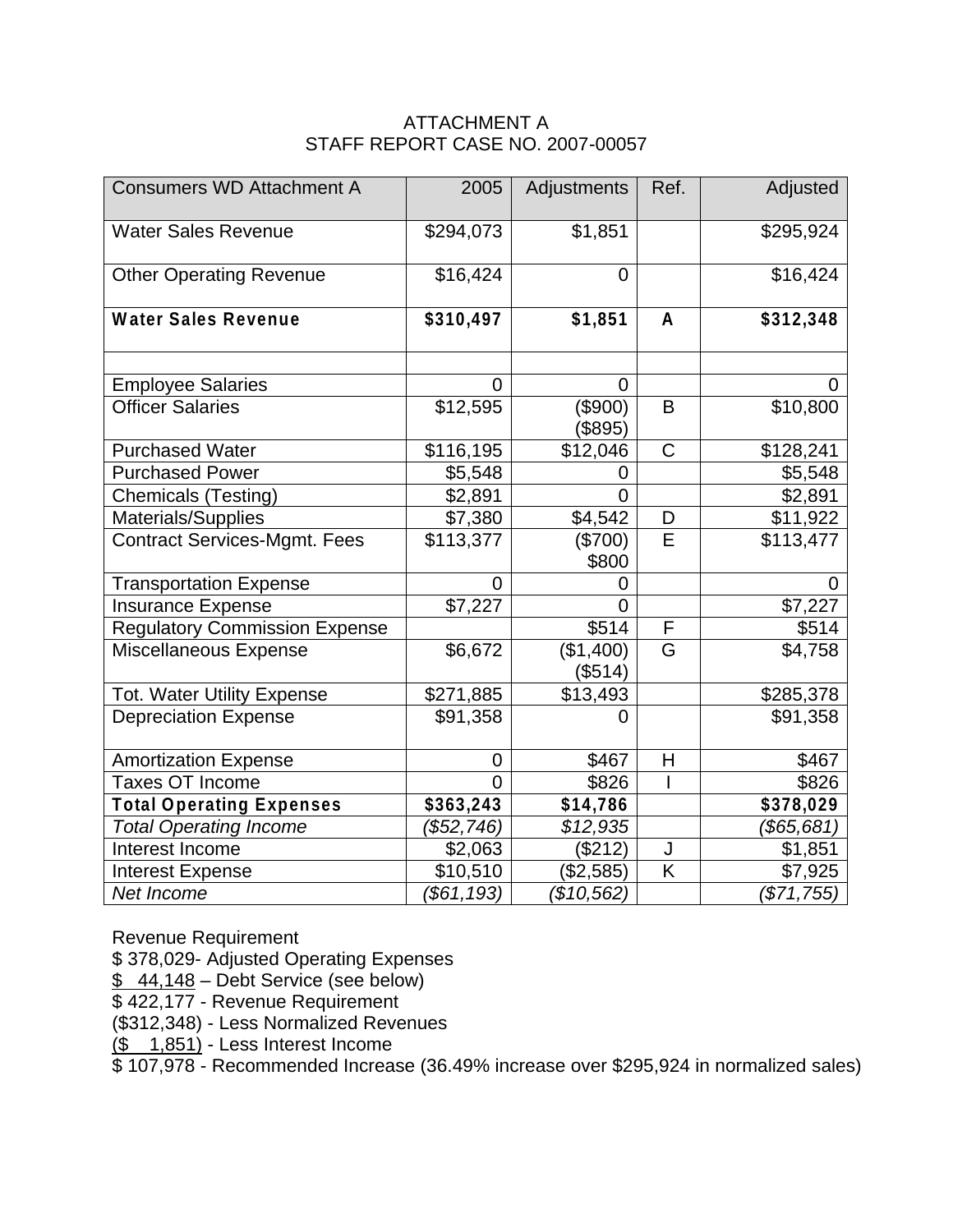ATTACHMENT A
STAFF REPORT CASE NO. 2007-00057

| Consumers WD Attachment A | 2005 | Adjustments | Ref. | Adjusted |
|---|---|---|---|---|
| Water Sales Revenue | $294,073 | $1,851 | | $295,924 |
| Other Operating Revenue | $16,424 | 0 | | $16,424 |
| **Water Sales Revenue** | **$310,497** | **$1,851** | **A** | **$312,348** |
| | | | | |
| Employee Salaries | 0 | 0 | | 0 |
| Officer Salaries | $12,595 | ($900) ($895) | B | $10,800 |
| Purchased Water | $116,195 | $12,046 | C | $128,241 |
| Purchased Power | $5,548 | 0 | | $5,548 |
| Chemicals (Testing) | $2,891 | 0 | | $2,891 |
| Materials/Supplies | $7,380 | $4,542 | D | $11,922 |
| Contract Services-Mgmt. Fees | $113,377 | ($700) $800 | E | $113,477 |
| Transportation Expense | 0 | 0 | | 0 |
| Insurance Expense | $7,227 | 0 | | $7,227 |
| Regulatory Commission Expense | | $514 | F | $514 |
| Miscellaneous Expense | $6,672 | ($1,400) ($514) | G | $4,758 |
| Tot. Water Utility Expense | $271,885 | $13,493 | | $285,378 |
| Depreciation Expense | $91,358 | 0 | | $91,358 |
| Amortization Expense | 0 | $467 | H | $467 |
| Taxes OT Income | 0 | $826 | I | $826 |
| **Total Operating Expenses** | **$363,243** | **$14,786** | | **$378,029** |
| *Total Operating Income* | *($52,746)* | *$12,935* | | *($65,681)* |
| Interest Income | $2,063 | ($212) | J | $1,851 |
| Interest Expense | $10,510 | ($2,585) | K | $7,925 |
| *Net Income* | *($61,193)* | *($10,562)* | | *($71,755)* |

Revenue Requirement
$ 378,029- Adjusted Operating Expenses
$ 44,148 – Debt Service (see below)
$ 422,177 - Revenue Requirement
($312,348) - Less Normalized Revenues
($ 1,851) - Less Interest Income
$ 107,978 - Recommended Increase (36.49% increase over $295,924 in normalized sales)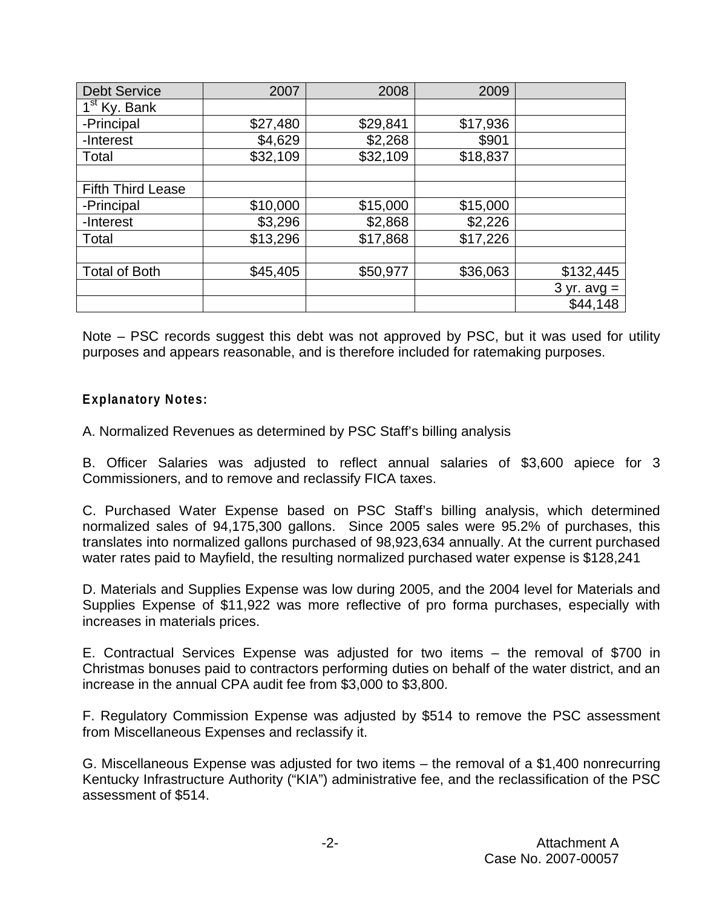| Debt Service | 2007 | 2008 | 2009 | |
|---|---|---|---|---|
| 1st Ky. Bank | | | | |
| -Principal | $27,480 | $29,841 | $17,936 | |
| -Interest | $4,629 | $2,268 | $901 | |
| Total | $32,109 | $32,109 | $18,837 | |
| | | | | |
| Fifth Third Lease | | | | |
| -Principal | $10,000 | $15,000 | $15,000 | |
| -Interest | $3,296 | $2,868 | $2,226 | |
| Total | $13,296 | $17,868 | $17,226 | |
| | | | | |
| Total of Both | $45,405 | $50,977 | $36,063 | $132,445 |
| | | | | 3 yr. avg = |
| | | | | $44,148 |

Note – PSC records suggest this debt was not approved by PSC, but it was used for utility purposes and appears reasonable, and is therefore included for ratemaking purposes.

**Explanatory Notes:**

A. Normalized Revenues as determined by PSC Staff's billing analysis

B. Officer Salaries was adjusted to reflect annual salaries of $3,600 apiece for 3 Commissioners, and to remove and reclassify FICA taxes.

C. Purchased Water Expense based on PSC Staff's billing analysis, which determined normalized sales of 94,175,300 gallons. Since 2005 sales were 95.2% of purchases, this translates into normalized gallons purchased of 98,923,634 annually. At the current purchased water rates paid to Mayfield, the resulting normalized purchased water expense is $128,241

D. Materials and Supplies Expense was low during 2005, and the 2004 level for Materials and Supplies Expense of $11,922 was more reflective of pro forma purchases, especially with increases in materials prices.

E. Contractual Services Expense was adjusted for two items – the removal of $700 in Christmas bonuses paid to contractors performing duties on behalf of the water district, and an increase in the annual CPA audit fee from $3,000 to $3,800.

F. Regulatory Commission Expense was adjusted by $514 to remove the PSC assessment from Miscellaneous Expenses and reclassify it.

G. Miscellaneous Expense was adjusted for two items – the removal of a $1,400 nonrecurring Kentucky Infrastructure Authority ("KIA") administrative fee, and the reclassification of the PSC assessment of $514.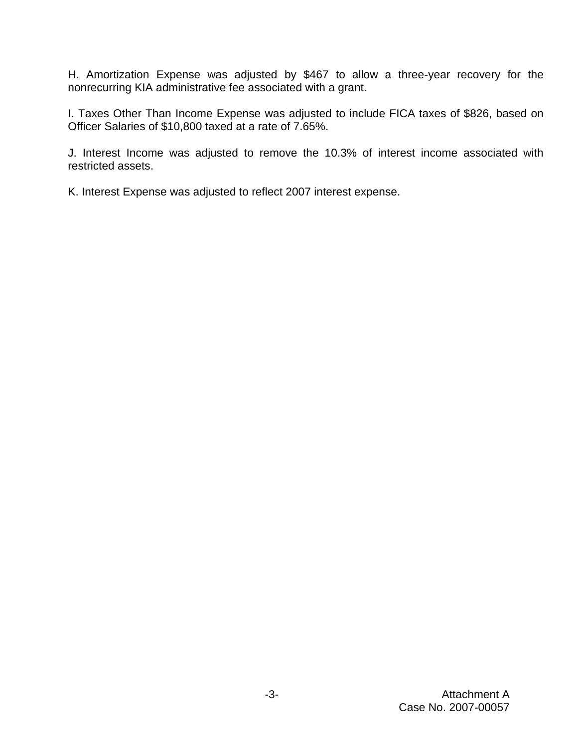H. Amortization Expense was adjusted by $467 to allow a three-year recovery for the nonrecurring KIA administrative fee associated with a grant.

I. Taxes Other Than Income Expense was adjusted to include FICA taxes of $826, based on Officer Salaries of $10,800 taxed at a rate of 7.65%.

J. Interest Income was adjusted to remove the 10.3% of interest income associated with restricted assets.

K. Interest Expense was adjusted to reflect 2007 interest expense.

Attachment A
Case No. 2007-00057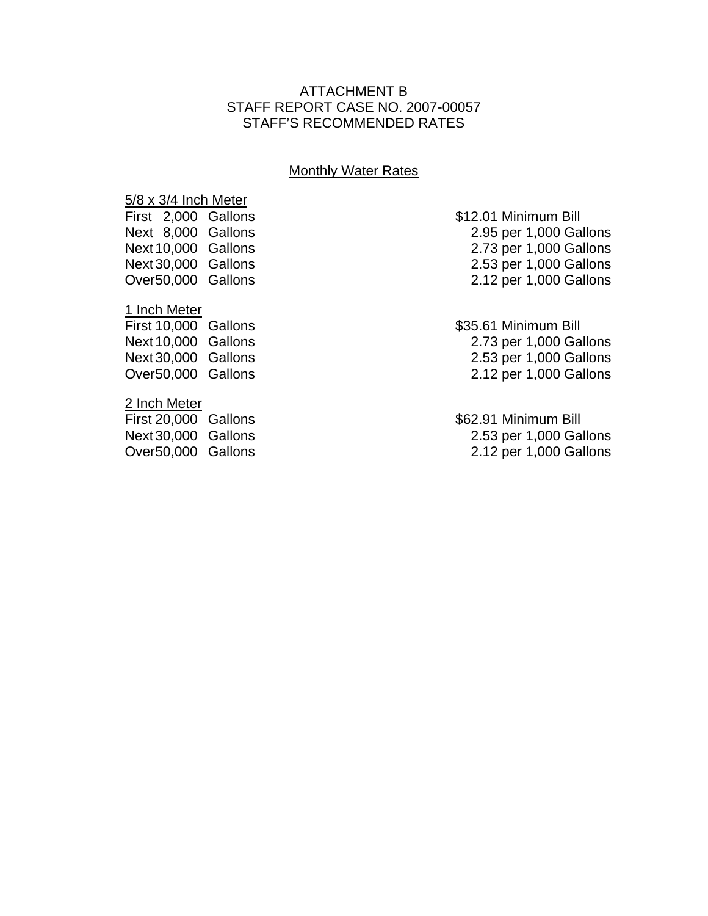ATTACHMENT B
STAFF REPORT CASE NO. 2007-00057
STAFF'S RECOMMENDED RATES

Monthly Water Rates

5/8 x 3/4 Inch Meter

| | |
|---|---|
| First 2,000 Gallons | $12.01 Minimum Bill |
| Next 8,000 Gallons | 2.95 per 1,000 Gallons |
| Next 10,000 Gallons | 2.73 per 1,000 Gallons |
| Next 30,000 Gallons | 2.53 per 1,000 Gallons |
| Over 50,000 Gallons | 2.12 per 1,000 Gallons |

1 Inch Meter

| | |
|---|---|
| First 10,000 Gallons | $35.61 Minimum Bill |
| Next 10,000 Gallons | 2.73 per 1,000 Gallons |
| Next 30,000 Gallons | 2.53 per 1,000 Gallons |
| Over 50,000 Gallons | 2.12 per 1,000 Gallons |

2 Inch Meter

| | |
|---|---|
| First 20,000 Gallons | $62.91 Minimum Bill |
| Next 30,000 Gallons | 2.53 per 1,000 Gallons |
| Over 50,000 Gallons | 2.12 per 1,000 Gallons |